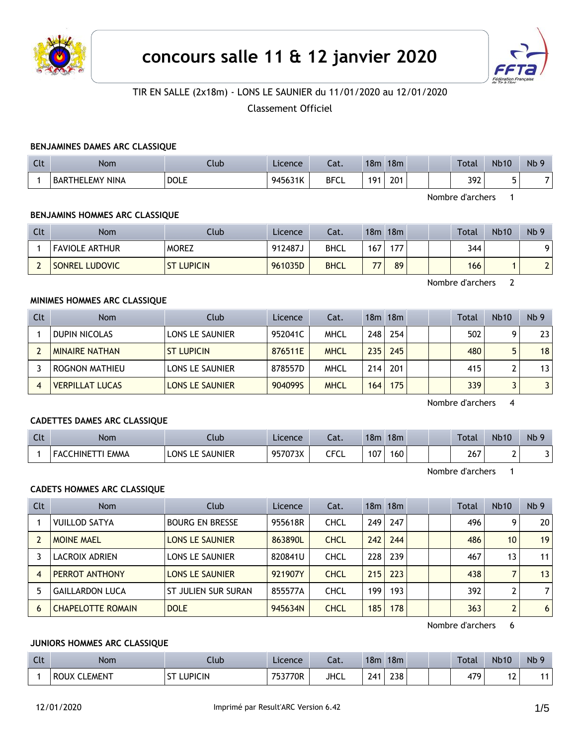# concours salle 11 & 12 janvier 2020

TIR EN SALLE (2x18m) - LONS LE SAUNIER du 11/01/2020 au 12/01/2020

Classement Officiel

### BENJAMINES DAMES ARC CLASSIQUE

| Clt | Nom | Club | Licence | Cat. | 18m | 18m | | | Total | Nb10 | Nb 9 |
|---|---|---|---|---|---|---|---|---|---|---|---|
| 1 | BARTHELEMY NINA | DOLE | 945631K | BFCL | 191 | 201 | | | 392 | 5 | 7 |

Nombre d'archers 1

### BENJAMINS HOMMES ARC CLASSIQUE

| Clt | Nom | Club | Licence | Cat. | 18m | 18m | | | Total | Nb10 | Nb 9 |
|---|---|---|---|---|---|---|---|---|---|---|---|
| 1 | FAVIOLE ARTHUR | MOREZ | 912487J | BHCL | 167 | 177 | | | 344 | | 9 |
| 2 | SONREL LUDOVIC | ST LUPICIN | 961035D | BHCL | 77 | 89 | | | 166 | 1 | 2 |

Nombre d'archers 2

### MINIMES HOMMES ARC CLASSIQUE

| Clt | Nom | Club | Licence | Cat. | 18m | 18m | | | Total | Nb10 | Nb 9 |
|---|---|---|---|---|---|---|---|---|---|---|---|
| 1 | DUPIN NICOLAS | LONS LE SAUNIER | 952041C | MHCL | 248 | 254 | | | 502 | 9 | 23 |
| 2 | MINAIRE NATHAN | ST LUPICIN | 876511E | MHCL | 235 | 245 | | | 480 | 5 | 18 |
| 3 | ROGNON MATHIEU | LONS LE SAUNIER | 878557D | MHCL | 214 | 201 | | | 415 | 2 | 13 |
| 4 | VERPILLAT LUCAS | LONS LE SAUNIER | 904099S | MHCL | 164 | 175 | | | 339 | 3 | 3 |

Nombre d'archers 4

### CADETTES DAMES ARC CLASSIQUE

| Clt | Nom | Club | Licence | Cat. | 18m | 18m | | | Total | Nb10 | Nb 9 |
|---|---|---|---|---|---|---|---|---|---|---|---|
| 1 | FACCHINETTI EMMA | LONS LE SAUNIER | 957073X | CFCL | 107 | 160 | | | 267 | 2 | 3 |

Nombre d'archers 1

### CADETS HOMMES ARC CLASSIQUE

| Clt | Nom | Club | Licence | Cat. | 18m | 18m | | | Total | Nb10 | Nb 9 |
|---|---|---|---|---|---|---|---|---|---|---|---|
| 1 | VUILLOD SATYA | BOURG EN BRESSE | 955618R | CHCL | 249 | 247 | | | 496 | 9 | 20 |
| 2 | MOINE MAEL | LONS LE SAUNIER | 863890L | CHCL | 242 | 244 | | | 486 | 10 | 19 |
| 3 | LACROIX ADRIEN | LONS LE SAUNIER | 820841U | CHCL | 228 | 239 | | | 467 | 13 | 11 |
| 4 | PERROT ANTHONY | LONS LE SAUNIER | 921907Y | CHCL | 215 | 223 | | | 438 | 7 | 13 |
| 5 | GAILLARDON LUCA | ST JULIEN SUR SURAN | 855577A | CHCL | 199 | 193 | | | 392 | 2 | 7 |
| 6 | CHAPELOTTE ROMAIN | DOLE | 945634N | CHCL | 185 | 178 | | | 363 | 2 | 6 |

Nombre d'archers 6

### JUNIORS HOMMES ARC CLASSIQUE

| Clt | Nom | Club | Licence | Cat. | 18m | 18m | | | Total | Nb10 | Nb 9 |
|---|---|---|---|---|---|---|---|---|---|---|---|
| 1 | ROUX CLEMENT | ST LUPICIN | 753770R | JHCL | 241 | 238 | | | 479 | 12 | 11 |

12/01/2020 Imprimé par Result'ARC Version 6.42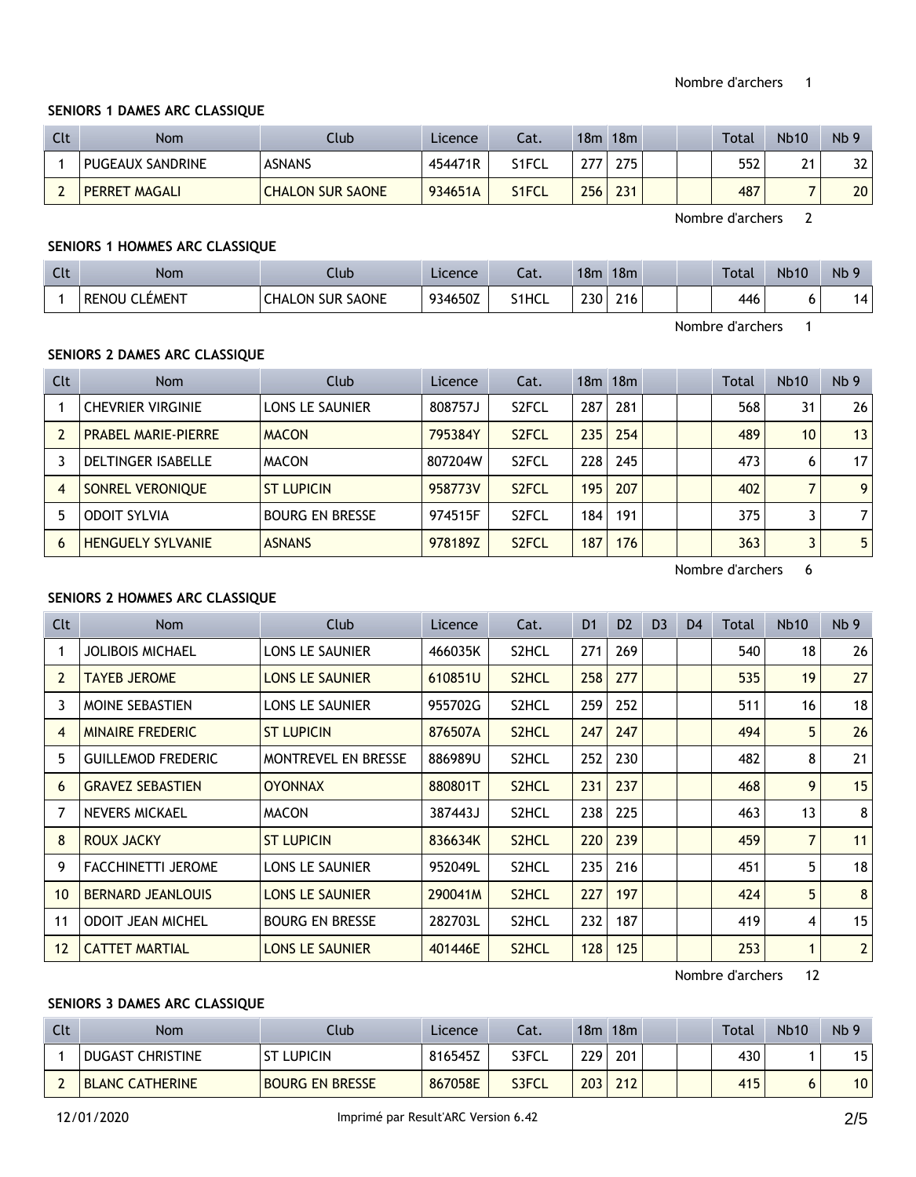Nombre d'archers 1

### SENIORS 1 DAMES ARC CLASSIQUE

| Clt | Nom | Club | Licence | Cat. | 18m | 18m | | | Total | Nb10 | Nb 9 |
|---|---|---|---|---|---|---|---|---|---|---|---|
| 1 | PUGEAUX SANDRINE | ASNANS | 454471R | S1FCL | 277 | 275 | | | 552 | 21 | 32 |
| 2 | PERRET MAGALI | CHALON SUR SAONE | 934651A | S1FCL | 256 | 231 | | | 487 | 7 | 20 |

Nombre d'archers 2

### SENIORS 1 HOMMES ARC CLASSIQUE

| Clt | Nom | Club | Licence | Cat. | 18m | 18m | | | Total | Nb10 | Nb 9 |
|---|---|---|---|---|---|---|---|---|---|---|---|
| 1 | RENOU CLÉMENT | CHALON SUR SAONE | 934650Z | S1HCL | 230 | 216 | | | 446 | 6 | 14 |

Nombre d'archers 1

### SENIORS 2 DAMES ARC CLASSIQUE

| Clt | Nom | Club | Licence | Cat. | 18m | 18m | | | Total | Nb10 | Nb 9 |
|---|---|---|---|---|---|---|---|---|---|---|---|
| 1 | CHEVRIER VIRGINIE | LONS LE SAUNIER | 808757J | S2FCL | 287 | 281 | | | 568 | 31 | 26 |
| 2 | PRABEL MARIE-PIERRE | MACON | 795384Y | S2FCL | 235 | 254 | | | 489 | 10 | 13 |
| 3 | DELTINGER ISABELLE | MACON | 807204W | S2FCL | 228 | 245 | | | 473 | 6 | 17 |
| 4 | SONREL VERONIQUE | ST LUPICIN | 958773V | S2FCL | 195 | 207 | | | 402 | 7 | 9 |
| 5 | ODOIT SYLVIA | BOURG EN BRESSE | 974515F | S2FCL | 184 | 191 | | | 375 | 3 | 7 |
| 6 | HENGUELY SYLVANIE | ASNANS | 978189Z | S2FCL | 187 | 176 | | | 363 | 3 | 5 |

Nombre d'archers 6

### SENIORS 2 HOMMES ARC CLASSIQUE

| Clt | Nom | Club | Licence | Cat. | D1 | D2 | D3 | D4 | Total | Nb10 | Nb 9 |
|---|---|---|---|---|---|---|---|---|---|---|---|
| 1 | JOLIBOIS MICHAEL | LONS LE SAUNIER | 466035K | S2HCL | 271 | 269 | | | 540 | 18 | 26 |
| 2 | TAYEB JEROME | LONS LE SAUNIER | 610851U | S2HCL | 258 | 277 | | | 535 | 19 | 27 |
| 3 | MOINE SEBASTIEN | LONS LE SAUNIER | 955702G | S2HCL | 259 | 252 | | | 511 | 16 | 18 |
| 4 | MINAIRE FREDERIC | ST LUPICIN | 876507A | S2HCL | 247 | 247 | | | 494 | 5 | 26 |
| 5 | GUILLEMOD FREDERIC | MONTREVEL EN BRESSE | 886989U | S2HCL | 252 | 230 | | | 482 | 8 | 21 |
| 6 | GRAVEZ SEBASTIEN | OYONNAX | 880801T | S2HCL | 231 | 237 | | | 468 | 9 | 15 |
| 7 | NEVERS MICKAEL | MACON | 387443J | S2HCL | 238 | 225 | | | 463 | 13 | 8 |
| 8 | ROUX JACKY | ST LUPICIN | 836634K | S2HCL | 220 | 239 | | | 459 | 7 | 11 |
| 9 | FACCHINETTI JEROME | LONS LE SAUNIER | 952049L | S2HCL | 235 | 216 | | | 451 | 5 | 18 |
| 10 | BERNARD JEANLOUIS | LONS LE SAUNIER | 290041M | S2HCL | 227 | 197 | | | 424 | 5 | 8 |
| 11 | ODOIT JEAN MICHEL | BOURG EN BRESSE | 282703L | S2HCL | 232 | 187 | | | 419 | 4 | 15 |
| 12 | CATTET MARTIAL | LONS LE SAUNIER | 401446E | S2HCL | 128 | 125 | | | 253 | 1 | 2 |

Nombre d'archers 12

### SENIORS 3 DAMES ARC CLASSIQUE

| Clt | Nom | Club | Licence | Cat. | 18m | 18m | | | Total | Nb10 | Nb 9 |
|---|---|---|---|---|---|---|---|---|---|---|---|
| 1 | DUGAST CHRISTINE | ST LUPICIN | 816545Z | S3FCL | 229 | 201 | | | 430 | 1 | 15 |
| 2 | BLANC CATHERINE | BOURG EN BRESSE | 867058E | S3FCL | 203 | 212 | | | 415 | 6 | 10 |

12/01/2020 Imprimé par Result'ARC Version 6.42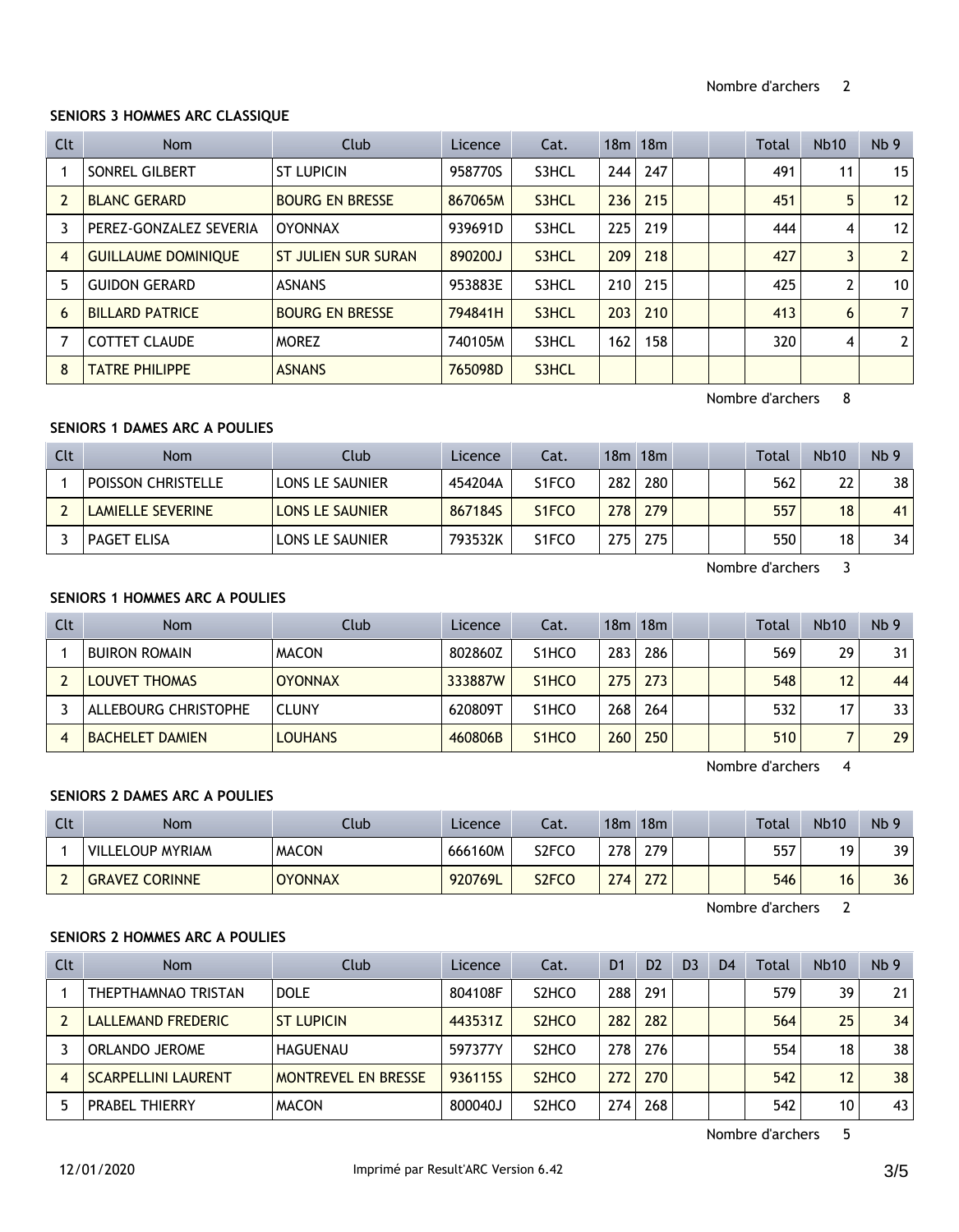Nombre d'archers 2

### SENIORS 3 HOMMES ARC CLASSIQUE

| Clt | Nom | Club | Licence | Cat. | 18m | 18m | | | Total | Nb10 | Nb 9 |
|---|---|---|---|---|---|---|---|---|---|---|---|
| 1 | SONREL GILBERT | ST LUPICIN | 958770S | S3HCL | 244 | 247 | | | 491 | 11 | 15 |
| 2 | BLANC GERARD | BOURG EN BRESSE | 867065M | S3HCL | 236 | 215 | | | 451 | 5 | 12 |
| 3 | PEREZ-GONZALEZ SEVERIA | OYONNAX | 939691D | S3HCL | 225 | 219 | | | 444 | 4 | 12 |
| 4 | GUILLAUME DOMINIQUE | ST JULIEN SUR SURAN | 890200J | S3HCL | 209 | 218 | | | 427 | 3 | 2 |
| 5 | GUIDON GERARD | ASNANS | 953883E | S3HCL | 210 | 215 | | | 425 | 2 | 10 |
| 6 | BILLARD PATRICE | BOURG EN BRESSE | 794841H | S3HCL | 203 | 210 | | | 413 | 6 | 7 |
| 7 | COTTET CLAUDE | MOREZ | 740105M | S3HCL | 162 | 158 | | | 320 | 4 | 2 |
| 8 | TATRE PHILIPPE | ASNANS | 765098D | S3HCL | | | | | | | |

Nombre d'archers 8

### SENIORS 1 DAMES ARC A POULIES

| Clt | Nom | Club | Licence | Cat. | 18m | 18m | | | Total | Nb10 | Nb 9 |
|---|---|---|---|---|---|---|---|---|---|---|---|
| 1 | POISSON CHRISTELLE | LONS LE SAUNIER | 454204A | S1FCO | 282 | 280 | | | 562 | 22 | 38 |
| 2 | LAMIELLE SEVERINE | LONS LE SAUNIER | 867184S | S1FCO | 278 | 279 | | | 557 | 18 | 41 |
| 3 | PAGET ELISA | LONS LE SAUNIER | 793532K | S1FCO | 275 | 275 | | | 550 | 18 | 34 |

Nombre d'archers 3

### SENIORS 1 HOMMES ARC A POULIES

| Clt | Nom | Club | Licence | Cat. | 18m | 18m | | | Total | Nb10 | Nb 9 |
|---|---|---|---|---|---|---|---|---|---|---|---|
| 1 | BUIRON ROMAIN | MACON | 802860Z | S1HCO | 283 | 286 | | | 569 | 29 | 31 |
| 2 | LOUVET THOMAS | OYONNAX | 333887W | S1HCO | 275 | 273 | | | 548 | 12 | 44 |
| 3 | ALLEBOURG CHRISTOPHE | CLUNY | 620809T | S1HCO | 268 | 264 | | | 532 | 17 | 33 |
| 4 | BACHELET DAMIEN | LOUHANS | 460806B | S1HCO | 260 | 250 | | | 510 | 7 | 29 |

Nombre d'archers 4

### SENIORS 2 DAMES ARC A POULIES

| Clt | Nom | Club | Licence | Cat. | 18m | 18m | | | Total | Nb10 | Nb 9 |
|---|---|---|---|---|---|---|---|---|---|---|---|
| 1 | VILLELOUP MYRIAM | MACON | 666160M | S2FCO | 278 | 279 | | | 557 | 19 | 39 |
| 2 | GRAVEZ CORINNE | OYONNAX | 920769L | S2FCO | 274 | 272 | | | 546 | 16 | 36 |

Nombre d'archers 2

### SENIORS 2 HOMMES ARC A POULIES

| Clt | Nom | Club | Licence | Cat. | D1 | D2 | D3 | D4 | Total | Nb10 | Nb 9 |
|---|---|---|---|---|---|---|---|---|---|---|---|
| 1 | THEPTHAMNAO TRISTAN | DOLE | 804108F | S2HCO | 288 | 291 | | | 579 | 39 | 21 |
| 2 | LALLEMAND FREDERIC | ST LUPICIN | 443531Z | S2HCO | 282 | 282 | | | 564 | 25 | 34 |
| 3 | ORLANDO JEROME | HAGUENAU | 597377Y | S2HCO | 278 | 276 | | | 554 | 18 | 38 |
| 4 | SCARPELLINI LAURENT | MONTREVEL EN BRESSE | 936115S | S2HCO | 272 | 270 | | | 542 | 12 | 38 |
| 5 | PRABEL THIERRY | MACON | 800040J | S2HCO | 274 | 268 | | | 542 | 10 | 43 |

Nombre d'archers 5

12/01/2020 Imprimé par Result'ARC Version 6.42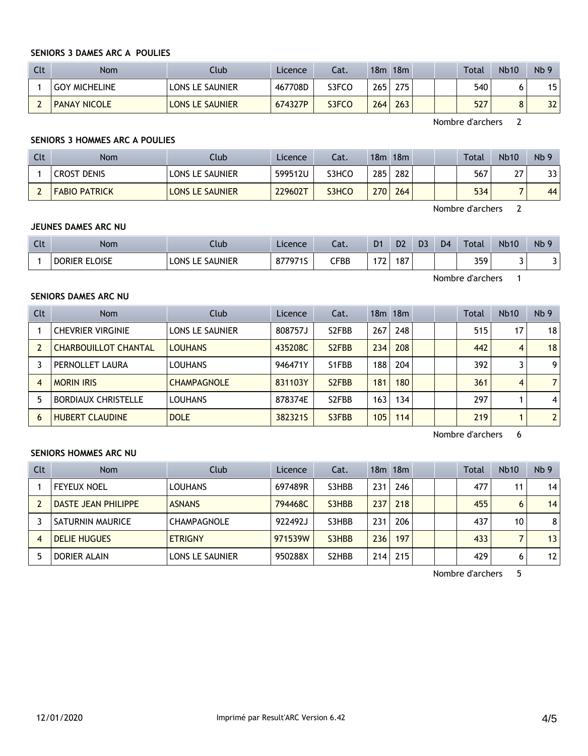**SENIORS 3 DAMES ARC A POULIES**

| Clt | Nom | Club | Licence | Cat. | 18m | 18m | | | Total | Nb10 | Nb 9 |
|---|---|---|---|---|---|---|---|---|---|---|---|
| 1 | GOY MICHELINE | LONS LE SAUNIER | 467708D | S3FCO | 265 | 275 | | | 540 | 6 | 15 |
| 2 | PANAY NICOLE | LONS LE SAUNIER | 674327P | S3FCO | 264 | 263 | | | 527 | 8 | 32 |

Nombre d'archers 2

**SENIORS 3 HOMMES ARC A POULIES**

| Clt | Nom | Club | Licence | Cat. | 18m | 18m | | | Total | Nb10 | Nb 9 |
|---|---|---|---|---|---|---|---|---|---|---|---|
| 1 | CROST DENIS | LONS LE SAUNIER | 599512U | S3HCO | 285 | 282 | | | 567 | 27 | 33 |
| 2 | FABIO PATRICK | LONS LE SAUNIER | 229602T | S3HCO | 270 | 264 | | | 534 | 7 | 44 |

Nombre d'archers 2

**JEUNES DAMES ARC NU**

| Clt | Nom | Club | Licence | Cat. | D1 | D2 | D3 | D4 | Total | Nb10 | Nb 9 |
|---|---|---|---|---|---|---|---|---|---|---|---|
| 1 | DORIER ELOISE | LONS LE SAUNIER | 877971S | CFBB | 172 | 187 | | | 359 | 3 | 3 |

Nombre d'archers 1

**SENIORS DAMES ARC NU**

| Clt | Nom | Club | Licence | Cat. | 18m | 18m | | | Total | Nb10 | Nb 9 |
|---|---|---|---|---|---|---|---|---|---|---|---|
| 1 | CHEVRIER VIRGINIE | LONS LE SAUNIER | 808757J | S2FBB | 267 | 248 | | | 515 | 17 | 18 |
| 2 | CHARBOUILLOT CHANTAL | LOUHANS | 435208C | S2FBB | 234 | 208 | | | 442 | 4 | 18 |
| 3 | PERNOLLET LAURA | LOUHANS | 946471Y | S1FBB | 188 | 204 | | | 392 | 3 | 9 |
| 4 | MORIN IRIS | CHAMPAGNOLE | 831103Y | S2FBB | 181 | 180 | | | 361 | 4 | 7 |
| 5 | BORDIAUX CHRISTELLE | LOUHANS | 878374E | S2FBB | 163 | 134 | | | 297 | 1 | 4 |
| 6 | HUBERT CLAUDINE | DOLE | 382321S | S3FBB | 105 | 114 | | | 219 | 1 | 2 |

Nombre d'archers 6

**SENIORS HOMMES ARC NU**

| Clt | Nom | Club | Licence | Cat. | 18m | 18m | | | Total | Nb10 | Nb 9 |
|---|---|---|---|---|---|---|---|---|---|---|---|
| 1 | FEYEUX NOEL | LOUHANS | 697489R | S3HBB | 231 | 246 | | | 477 | 11 | 14 |
| 2 | DASTE JEAN PHILIPPE | ASNANS | 794468C | S3HBB | 237 | 218 | | | 455 | 6 | 14 |
| 3 | SATURNIN MAURICE | CHAMPAGNOLE | 922492J | S3HBB | 231 | 206 | | | 437 | 10 | 8 |
| 4 | DELIE HUGUES | ETRIGNY | 971539W | S3HBB | 236 | 197 | | | 433 | 7 | 13 |
| 5 | DORIER ALAIN | LONS LE SAUNIER | 950288X | S2HBB | 214 | 215 | | | 429 | 6 | 12 |

Nombre d'archers 5

12/01/2020 Imprimé par Result'ARC Version 6.42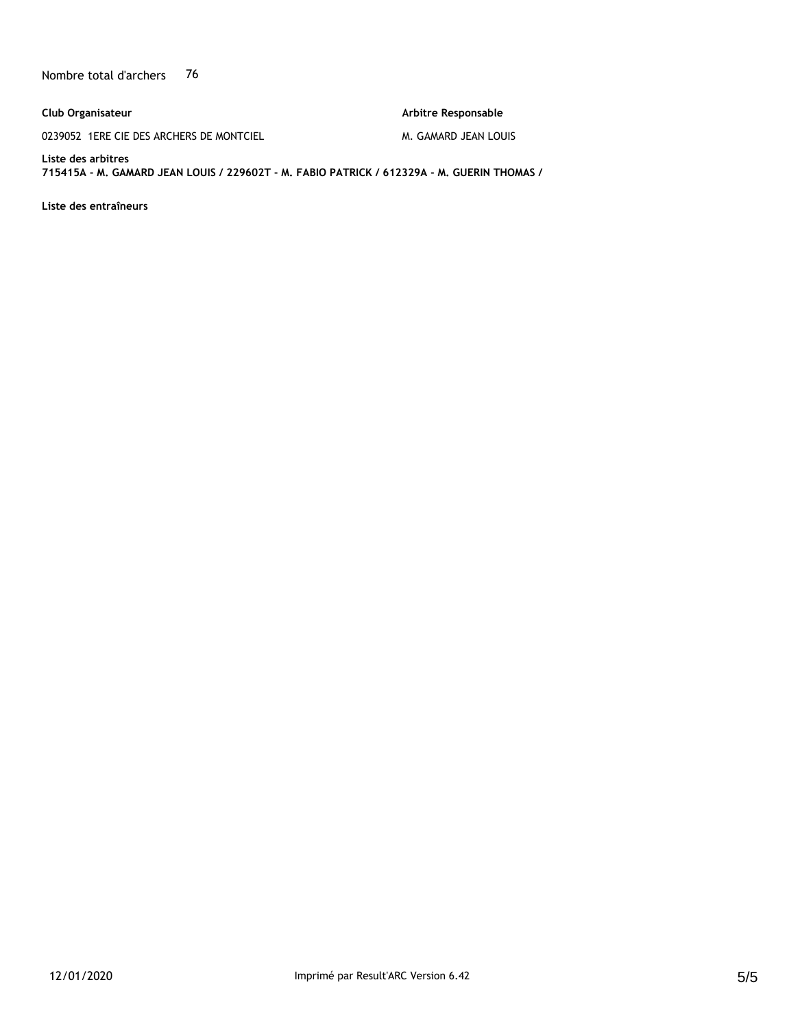Nombre total d'archers 76

**Club Organisateur**

0239052 1ERE CIE DES ARCHERS DE MONTCIEL

**Arbitre Responsable**

M. GAMARD JEAN LOUIS

**Liste des arbitres**
**715415A - M. GAMARD JEAN LOUIS / 229602T - M. FABIO PATRICK / 612329A - M. GUERIN THOMAS /**

**Liste des entraîneurs**

12/01/2020 Imprimé par Result'ARC Version 6.42